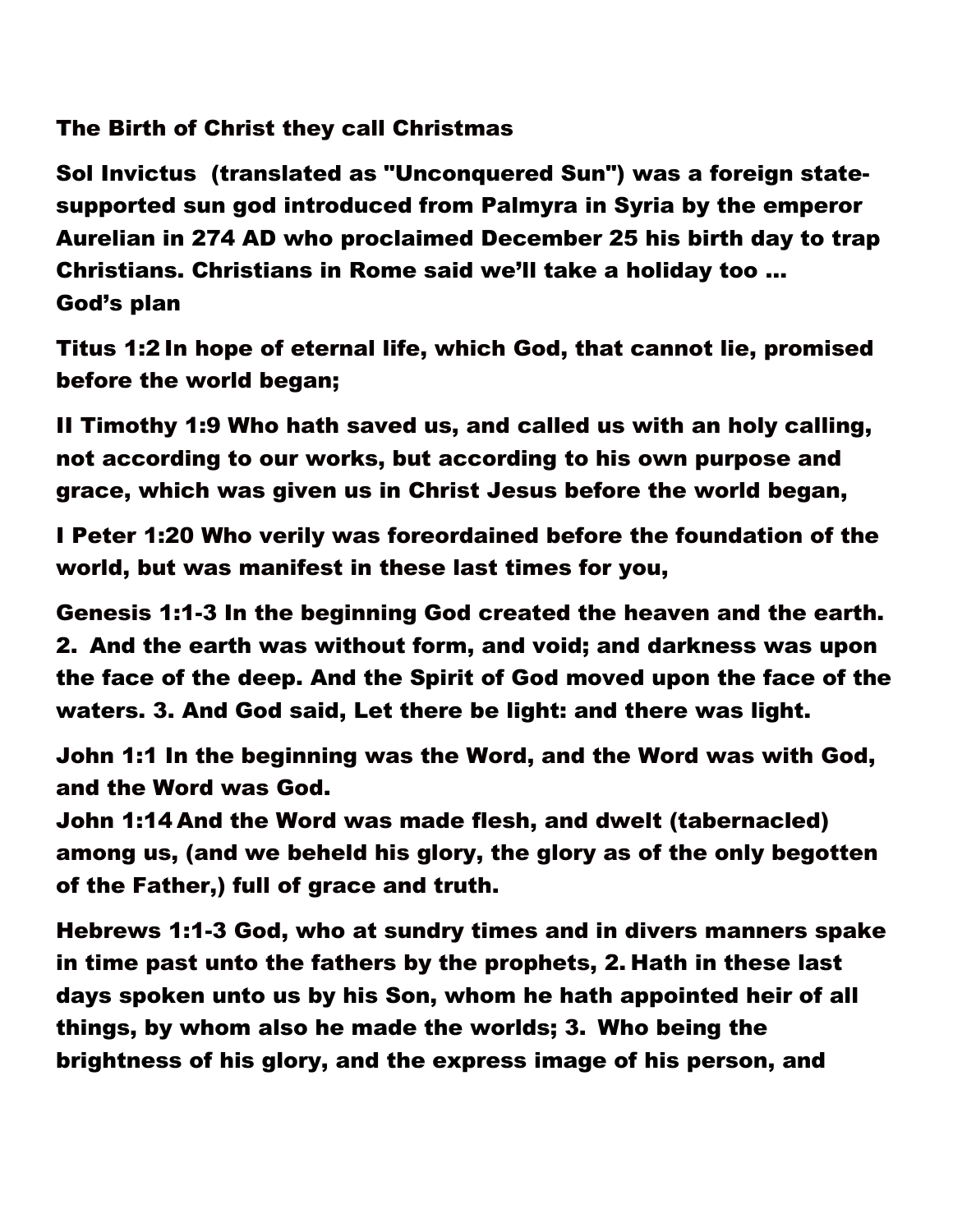**The Birth of Christ they call Christmas**

**Sol Invictus (translated as "Unconquered Sun") was a foreign state-supported sun god introduced from Palmyra in Syria by the emperor Aurelian in 274 AD who proclaimed December 25 his birth day to trap Christians. Christians in Rome said we'll take a holiday too …**
**God's plan**

**Titus 1:2 In hope of eternal life, which God, that cannot lie, promised before the world began;**

**II Timothy 1:9 Who hath saved us, and called us with an holy calling, not according to our works, but according to his own purpose and grace, which was given us in Christ Jesus before the world began,**

**I Peter 1:20 Who verily was foreordained before the foundation of the world, but was manifest in these last times for you,**

**Genesis 1:1-3 In the beginning God created the heaven and the earth. 2. And the earth was without form, and void; and darkness was upon the face of the deep. And the Spirit of God moved upon the face of the waters. 3. And God said, Let there be light: and there was light.**

**John 1:1 In the beginning was the Word, and the Word was with God, and the Word was God.**
**John 1:14 And the Word was made flesh, and dwelt (tabernacled) among us, (and we beheld his glory, the glory as of the only begotten of the Father,) full of grace and truth.**

**Hebrews 1:1-3 God, who at sundry times and in divers manners spake in time past unto the fathers by the prophets, 2. Hath in these last days spoken unto us by his Son, whom he hath appointed heir of all things, by whom also he made the worlds; 3. Who being the brightness of his glory, and the express image of his person, and**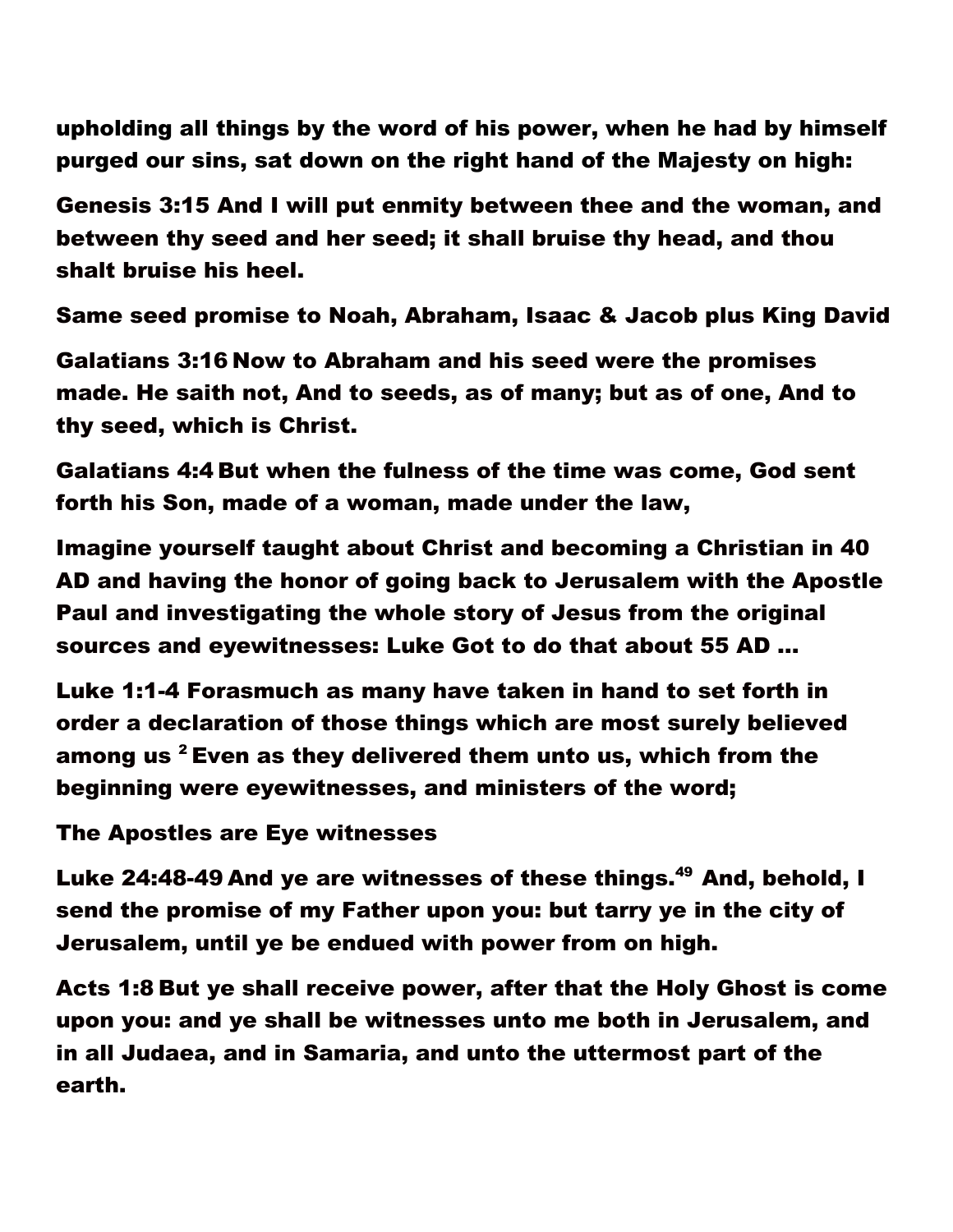**upholding all things by the word of his power, when he had by himself purged our sins, sat down on the right hand of the Majesty on high:**

**Genesis 3:15 And I will put enmity between thee and the woman, and between thy seed and her seed; it shall bruise thy head, and thou shalt bruise his heel.**

**Same seed promise to Noah, Abraham, Isaac & Jacob plus King David**

**Galatians 3:16 Now to Abraham and his seed were the promises made. He saith not, And to seeds, as of many; but as of one, And to thy seed, which is Christ.**

**Galatians 4:4 But when the fulness of the time was come, God sent forth his Son, made of a woman, made under the law,**

**Imagine yourself taught about Christ and becoming a Christian in 40 AD and having the honor of going back to Jerusalem with the Apostle Paul and investigating the whole story of Jesus from the original sources and eyewitnesses: Luke Got to do that about 55 AD …**

**Luke 1:1-4 Forasmuch as many have taken in hand to set forth in order a declaration of those things which are most surely believed among us [2] Even as they delivered them unto us, which from the beginning were eyewitnesses, and ministers of the word;**

**The Apostles are Eye witnesses**

**Luke 24:48-49 And ye are witnesses of these things.[49] And, behold, I send the promise of my Father upon you: but tarry ye in the city of Jerusalem, until ye be endued with power from on high.**

**Acts 1:8 But ye shall receive power, after that the Holy Ghost is come upon you: and ye shall be witnesses unto me both in Jerusalem, and in all Judaea, and in Samaria, and unto the uttermost part of the earth.**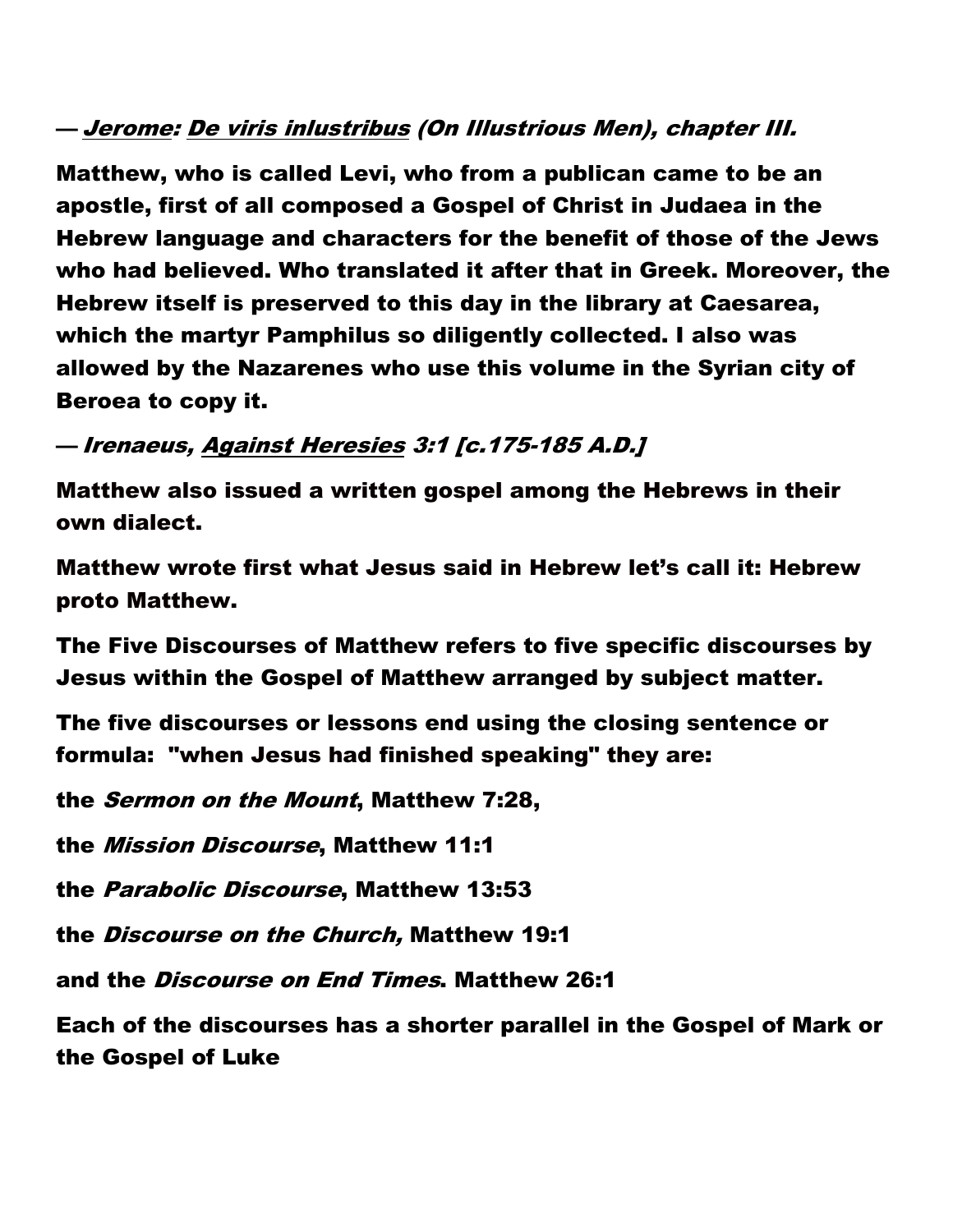— *Jerome: De viris inlustribus (On Illustrious Men), chapter III.*

**Matthew, who is called Levi, who from a publican came to be an apostle, first of all composed a Gospel of Christ in Judaea in the Hebrew language and characters for the benefit of those of the Jews who had believed. Who translated it after that in Greek. Moreover, the Hebrew itself is preserved to this day in the library at Caesarea, which the martyr Pamphilus so diligently collected. I also was allowed by the Nazarenes who use this volume in the Syrian city of Beroea to copy it.**

— *Irenaeus, Against Heresies 3:1 [c.175-185 A.D.]*

**Matthew also issued a written gospel among the Hebrews in their own dialect.**

**Matthew wrote first what Jesus said in Hebrew let's call it: Hebrew proto Matthew.**

**The Five Discourses of Matthew refers to five specific discourses by Jesus within the Gospel of Matthew arranged by subject matter.**

**The five discourses or lessons end using the closing sentence or formula: "when Jesus had finished speaking" they are:**

**the *Sermon on the Mount*, Matthew 7:28,**

**the *Mission Discourse*, Matthew 11:1**

**the *Parabolic Discourse*, Matthew 13:53**

**the *Discourse on the Church,* Matthew 19:1**

**and the *Discourse on End Times*. Matthew 26:1**

**Each of the discourses has a shorter parallel in the Gospel of Mark or the Gospel of Luke**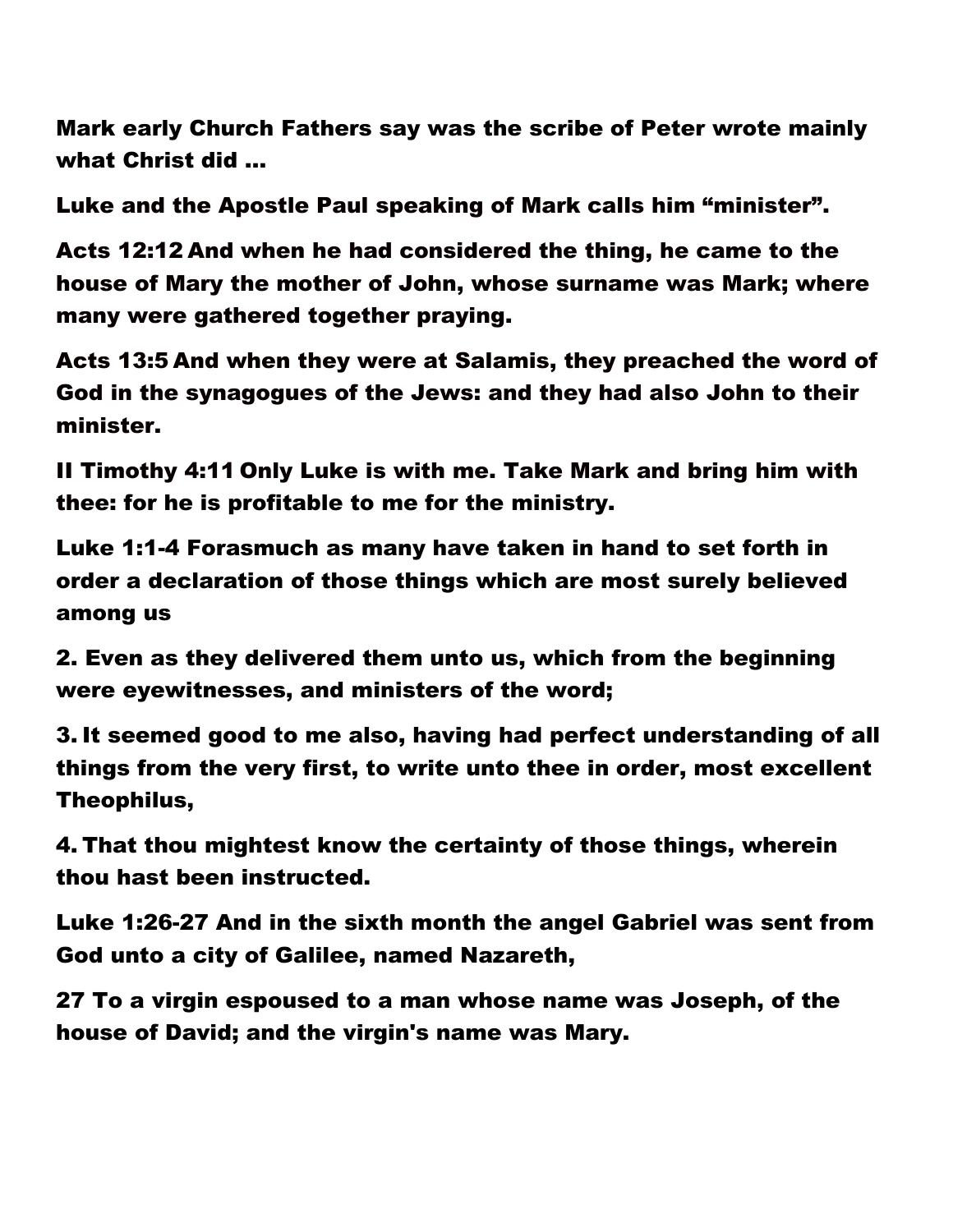**Mark early Church Fathers say was the scribe of Peter wrote mainly what Christ did ...**

**Luke and the Apostle Paul speaking of Mark calls him "minister".**

**Acts 12:12 And when he had considered the thing, he came to the house of Mary the mother of John, whose surname was Mark; where many were gathered together praying.**

**Acts 13:5 And when they were at Salamis, they preached the word of God in the synagogues of the Jews: and they had also John to their minister.**

**II Timothy 4:11 Only Luke is with me. Take Mark and bring him with thee: for he is profitable to me for the ministry.**

**Luke 1:1-4 Forasmuch as many have taken in hand to set forth in order a declaration of those things which are most surely believed among us**

**2. Even as they delivered them unto us, which from the beginning were eyewitnesses, and ministers of the word;**

**3. It seemed good to me also, having had perfect understanding of all things from the very first, to write unto thee in order, most excellent Theophilus,**

**4. That thou mightest know the certainty of those things, wherein thou hast been instructed.**

**Luke 1:26-27 And in the sixth month the angel Gabriel was sent from God unto a city of Galilee, named Nazareth,**

**27 To a virgin espoused to a man whose name was Joseph, of the house of David; and the virgin's name was Mary.**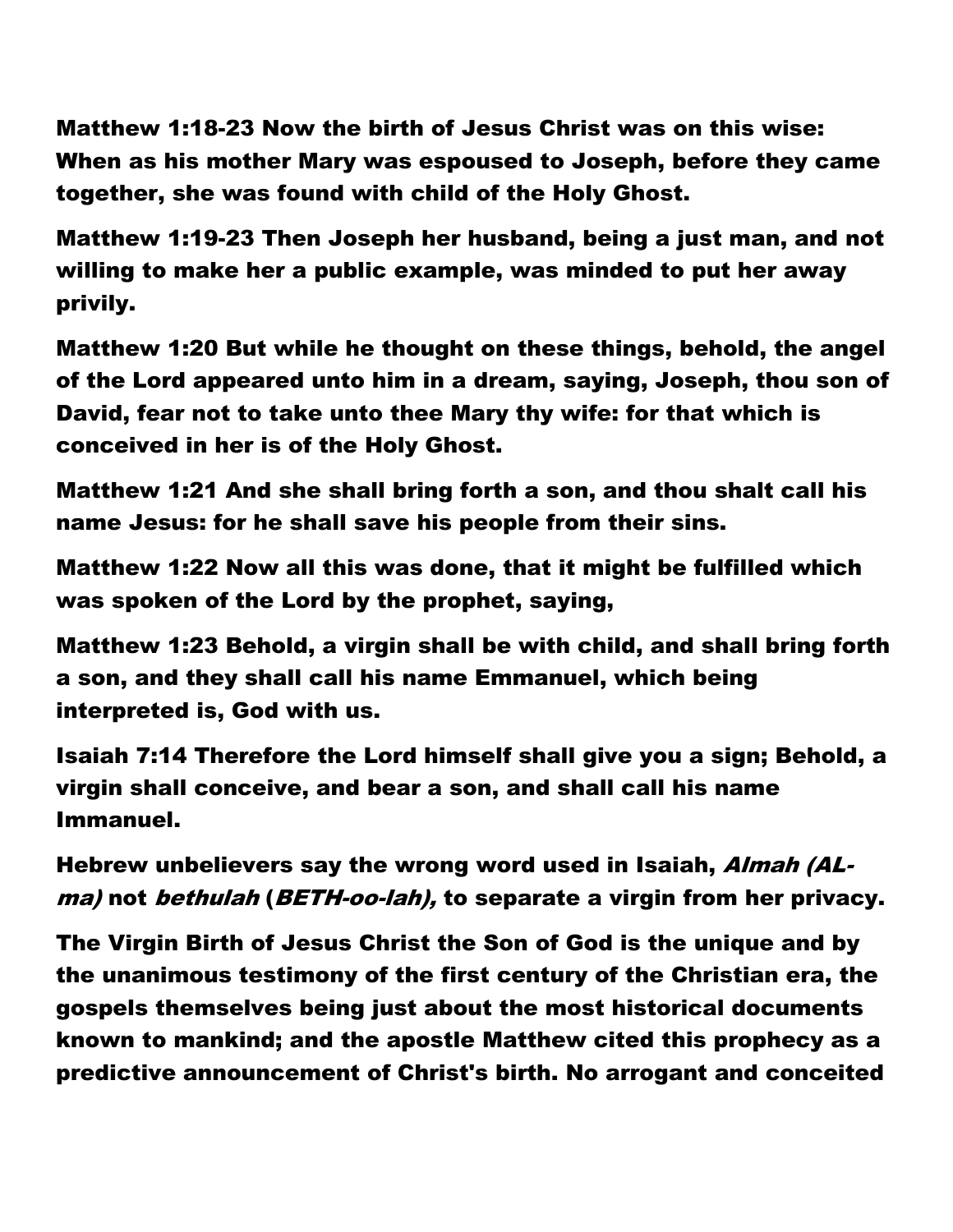**Matthew 1:18-23 Now the birth of Jesus Christ was on this wise: When as his mother Mary was espoused to Joseph, before they came together, she was found with child of the Holy Ghost.**

**Matthew 1:19-23 Then Joseph her husband, being a just man, and not willing to make her a public example, was minded to put her away privily.**

**Matthew 1:20 But while he thought on these things, behold, the angel of the Lord appeared unto him in a dream, saying, Joseph, thou son of David, fear not to take unto thee Mary thy wife: for that which is conceived in her is of the Holy Ghost.**

**Matthew 1:21 And she shall bring forth a son, and thou shalt call his name Jesus: for he shall save his people from their sins.**

**Matthew 1:22 Now all this was done, that it might be fulfilled which was spoken of the Lord by the prophet, saying,**

**Matthew 1:23 Behold, a virgin shall be with child, and shall bring forth a son, and they shall call his name Emmanuel, which being interpreted is, God with us.**

**Isaiah 7:14 Therefore the Lord himself shall give you a sign; Behold, a virgin shall conceive, and bear a son, and shall call his name Immanuel.**

**Hebrew unbelievers say the wrong word used in Isaiah, *Almah (AL-ma)* not *bethulah* (*BETH-oo-lah),* to separate a virgin from her privacy.**

**The Virgin Birth of Jesus Christ the Son of God is the unique and by the unanimous testimony of the first century of the Christian era, the gospels themselves being just about the most historical documents known to mankind; and the apostle Matthew cited this prophecy as a predictive announcement of Christ's birth. No arrogant and conceited**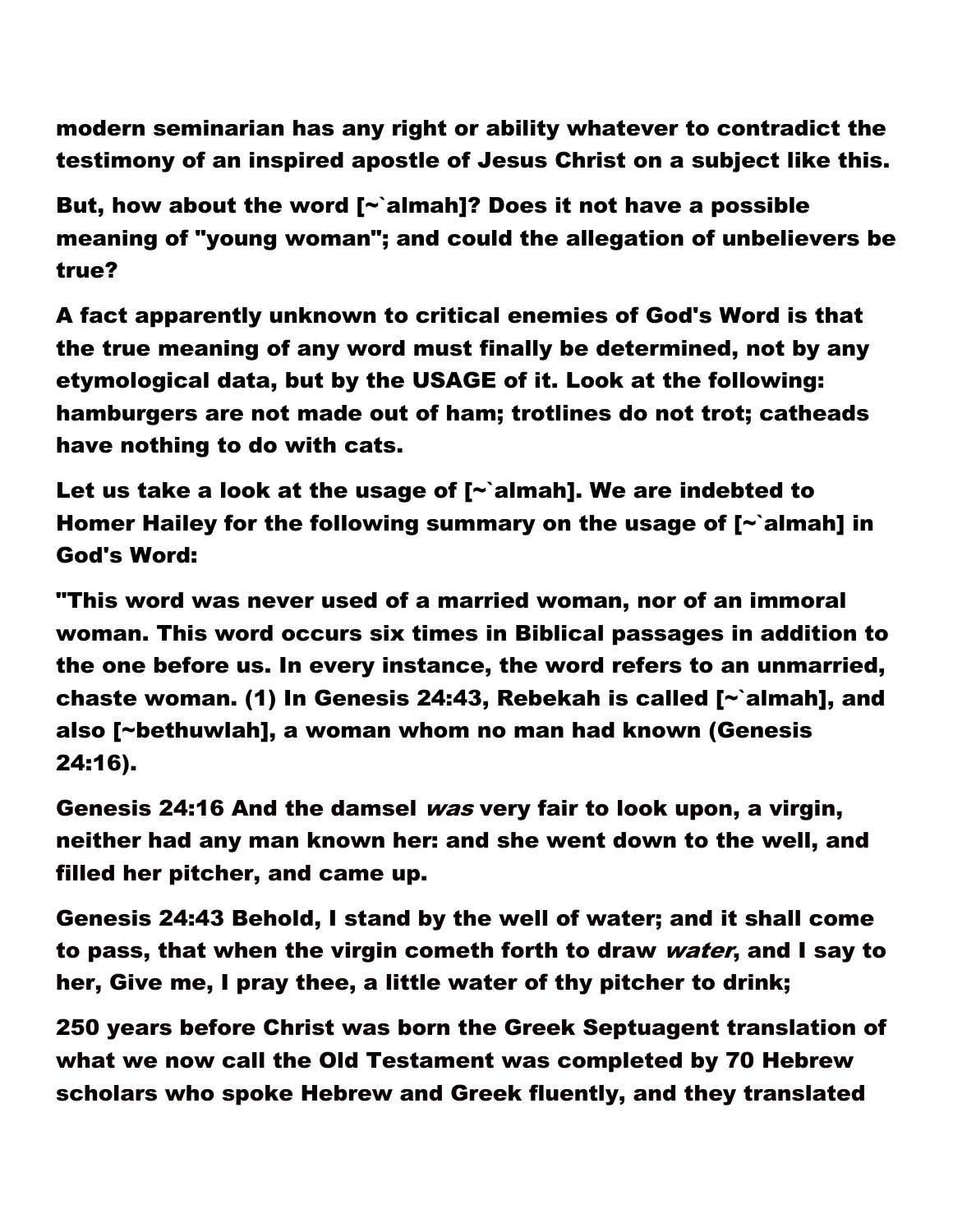**modern seminarian has any right or ability whatever to contradict the testimony of an inspired apostle of Jesus Christ on a subject like this.**

**But, how about the word [~`almah]? Does it not have a possible meaning of "young woman"; and could the allegation of unbelievers be true?**

**A fact apparently unknown to critical enemies of God's Word is that the true meaning of any word must finally be determined, not by any etymological data, but by the USAGE of it. Look at the following: hamburgers are not made out of ham; trotlines do not trot; catheads have nothing to do with cats.**

**Let us take a look at the usage of [~`almah]. We are indebted to Homer Hailey for the following summary on the usage of [~`almah] in God's Word:**

**"This word was never used of a married woman, nor of an immoral woman. This word occurs six times in Biblical passages in addition to the one before us. In every instance, the word refers to an unmarried, chaste woman. (1) In Genesis 24:43, Rebekah is called [~`almah], and also [~bethuwlah], a woman whom no man had known (Genesis 24:16).**

**Genesis 24:16 And the damsel *was* very fair to look upon, a virgin, neither had any man known her: and she went down to the well, and filled her pitcher, and came up.**

**Genesis 24:43 Behold, I stand by the well of water; and it shall come to pass, that when the virgin cometh forth to draw *water*, and I say to her, Give me, I pray thee, a little water of thy pitcher to drink;**

**250 years before Christ was born the Greek Septuagent translation of what we now call the Old Testament was completed by 70 Hebrew scholars who spoke Hebrew and Greek fluently, and they translated**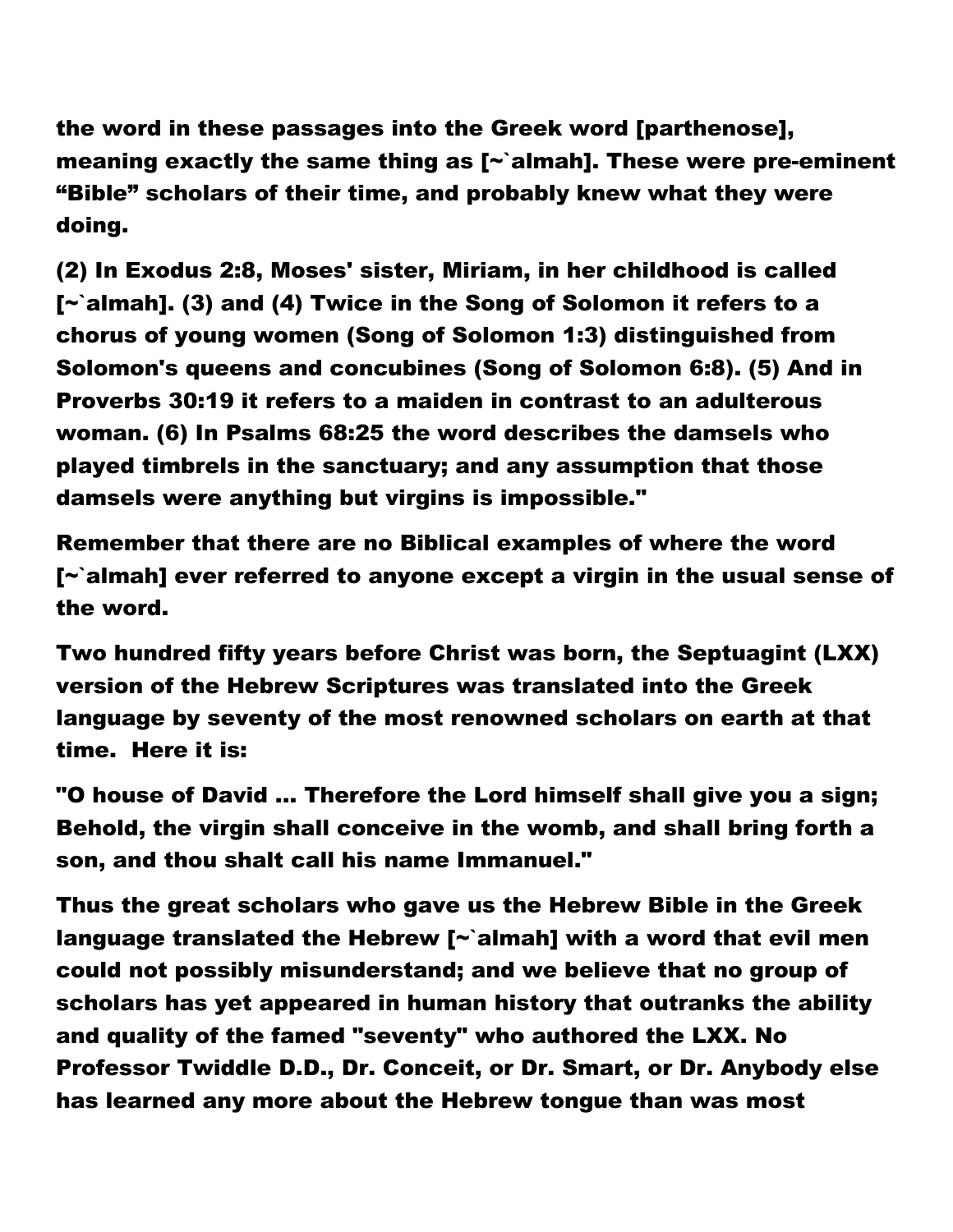**the word in these passages into the Greek word [parthenose], meaning exactly the same thing as [~`almah]. These were pre-eminent "Bible" scholars of their time, and probably knew what they were doing.**

**(2) In Exodus 2:8, Moses' sister, Miriam, in her childhood is called [~`almah]. (3) and (4) Twice in the Song of Solomon it refers to a chorus of young women (Song of Solomon 1:3) distinguished from Solomon's queens and concubines (Song of Solomon 6:8). (5) And in Proverbs 30:19 it refers to a maiden in contrast to an adulterous woman. (6) In Psalms 68:25 the word describes the damsels who played timbrels in the sanctuary; and any assumption that those damsels were anything but virgins is impossible."**

**Remember that there are no Biblical examples of where the word [~`almah] ever referred to anyone except a virgin in the usual sense of the word.**

**Two hundred fifty years before Christ was born, the Septuagint (LXX) version of the Hebrew Scriptures was translated into the Greek language by seventy of the most renowned scholars on earth at that time. Here it is:**

**"O house of David ... Therefore the Lord himself shall give you a sign; Behold, the virgin shall conceive in the womb, and shall bring forth a son, and thou shalt call his name Immanuel."**

**Thus the great scholars who gave us the Hebrew Bible in the Greek language translated the Hebrew [~`almah] with a word that evil men could not possibly misunderstand; and we believe that no group of scholars has yet appeared in human history that outranks the ability and quality of the famed "seventy" who authored the LXX. No Professor Twiddle D.D., Dr. Conceit, or Dr. Smart, or Dr. Anybody else has learned any more about the Hebrew tongue than was most**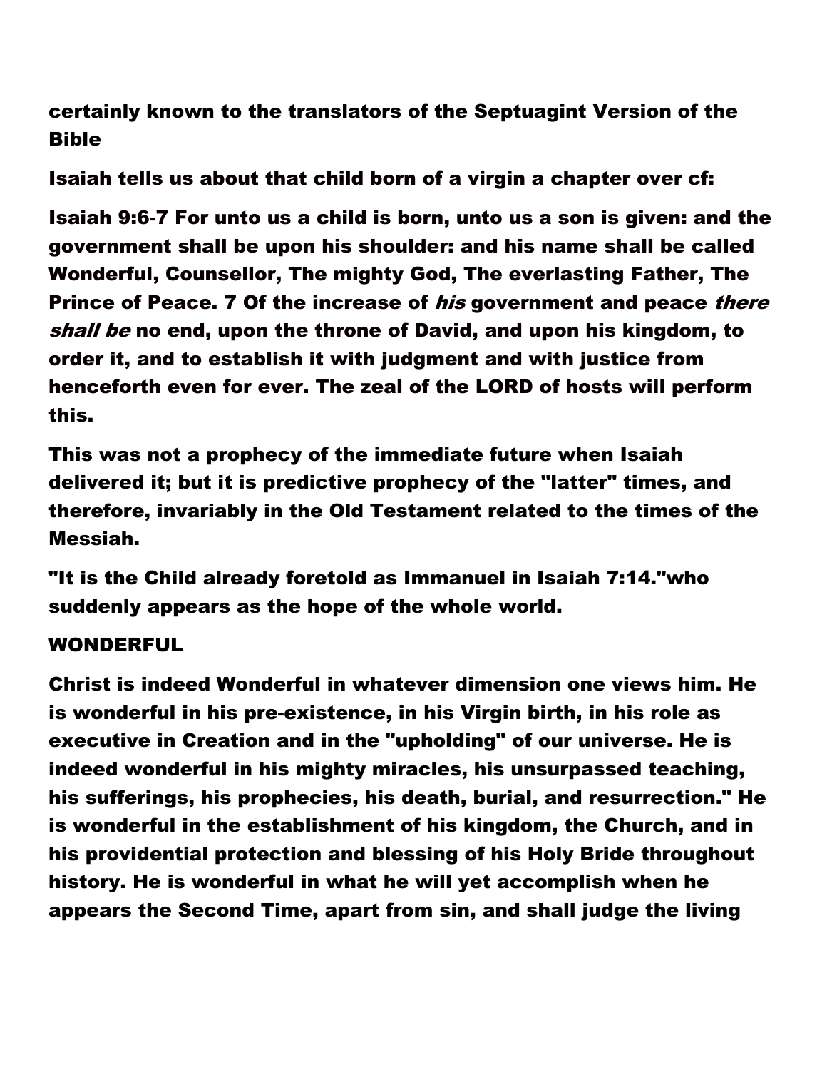certainly known to the translators of the Septuagint Version of the Bible

Isaiah tells us about that child born of a virgin a chapter over cf:

Isaiah 9:6-7 For unto us a child is born, unto us a son is given: and the government shall be upon his shoulder: and his name shall be called Wonderful, Counsellor, The mighty God, The everlasting Father, The Prince of Peace. 7 Of the increase of *his* government and peace *there shall be* no end, upon the throne of David, and upon his kingdom, to order it, and to establish it with judgment and with justice from henceforth even for ever. The zeal of the LORD of hosts will perform this.

This was not a prophecy of the immediate future when Isaiah delivered it; but it is predictive prophecy of the "latter" times, and therefore, invariably in the Old Testament related to the times of the Messiah.

"It is the Child already foretold as Immanuel in Isaiah 7:14."who suddenly appears as the hope of the whole world.

## WONDERFUL

Christ is indeed Wonderful in whatever dimension one views him. He is wonderful in his pre-existence, in his Virgin birth, in his role as executive in Creation and in the "upholding" of our universe. He is indeed wonderful in his mighty miracles, his unsurpassed teaching, his sufferings, his prophecies, his death, burial, and resurrection." He is wonderful in the establishment of his kingdom, the Church, and in his providential protection and blessing of his Holy Bride throughout history. He is wonderful in what he will yet accomplish when he appears the Second Time, apart from sin, and shall judge the living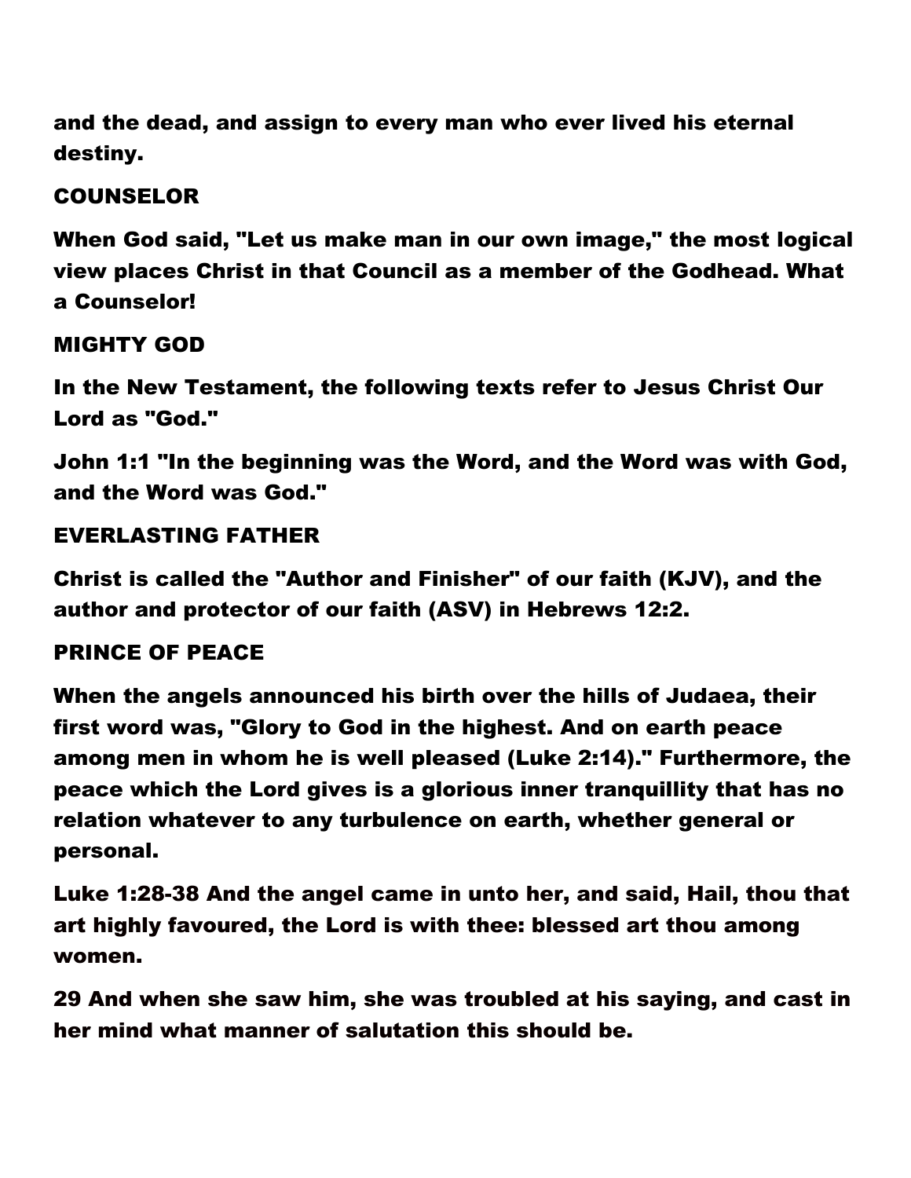and the dead, and assign to every man who ever lived his eternal destiny.

## COUNSELOR

When God said, "Let us make man in our own image," the most logical view places Christ in that Council as a member of the Godhead. What a Counselor!

## MIGHTY GOD

In the New Testament, the following texts refer to Jesus Christ Our Lord as "God."

John 1:1 "In the beginning was the Word, and the Word was with God, and the Word was God."

## EVERLASTING FATHER

Christ is called the "Author and Finisher" of our faith (KJV), and the author and protector of our faith (ASV) in Hebrews 12:2.

## PRINCE OF PEACE

When the angels announced his birth over the hills of Judaea, their first word was, "Glory to God in the highest. And on earth peace among men in whom he is well pleased (Luke 2:14)." Furthermore, the peace which the Lord gives is a glorious inner tranquillity that has no relation whatever to any turbulence on earth, whether general or personal.

Luke 1:28-38 And the angel came in unto her, and said, Hail, thou that art highly favoured, the Lord is with thee: blessed art thou among women.

29 And when she saw him, she was troubled at his saying, and cast in her mind what manner of salutation this should be.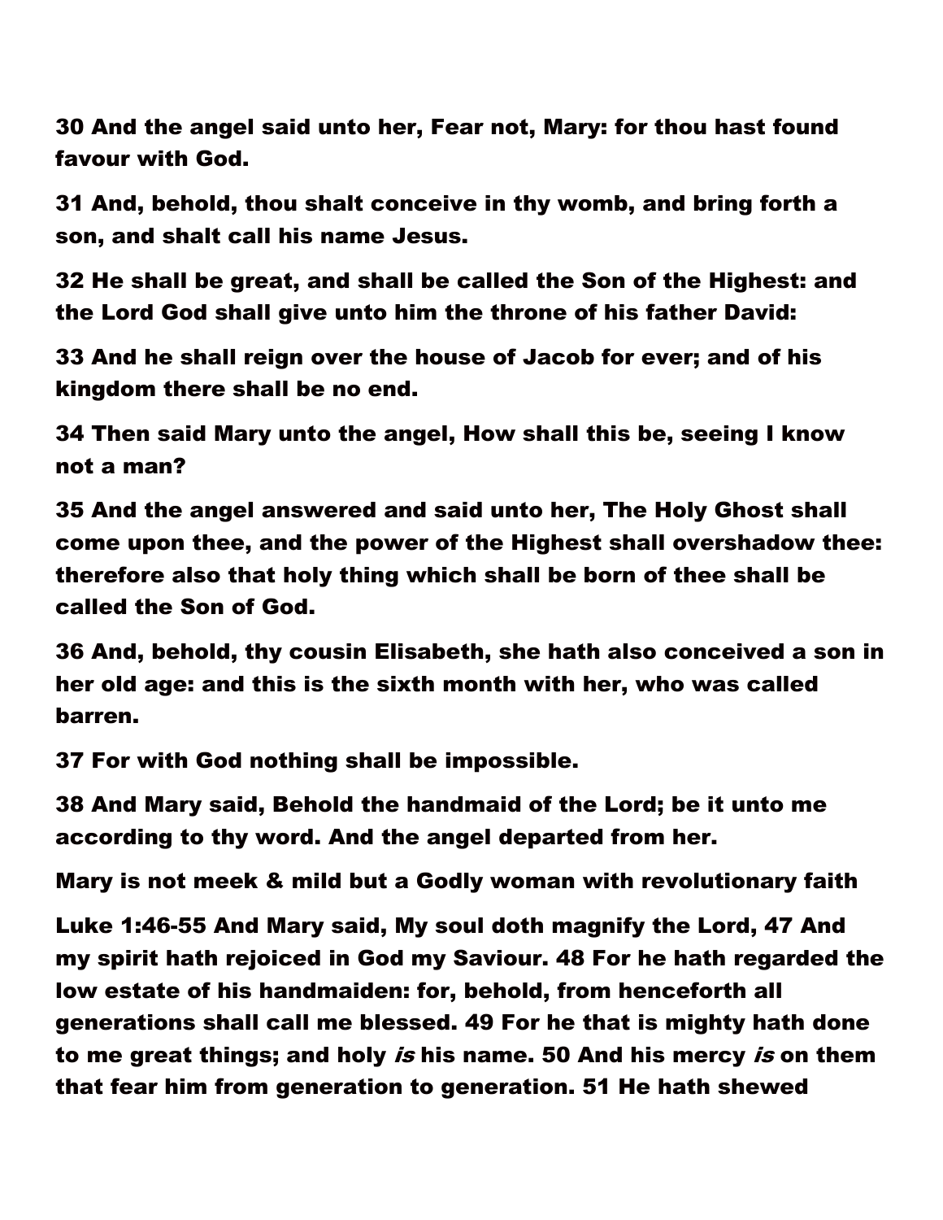**30 And the angel said unto her, Fear not, Mary: for thou hast found favour with God.**

**31 And, behold, thou shalt conceive in thy womb, and bring forth a son, and shalt call his name Jesus.**

**32 He shall be great, and shall be called the Son of the Highest: and the Lord God shall give unto him the throne of his father David:**

**33 And he shall reign over the house of Jacob for ever; and of his kingdom there shall be no end.**

**34 Then said Mary unto the angel, How shall this be, seeing I know not a man?**

**35 And the angel answered and said unto her, The Holy Ghost shall come upon thee, and the power of the Highest shall overshadow thee: therefore also that holy thing which shall be born of thee shall be called the Son of God.**

**36 And, behold, thy cousin Elisabeth, she hath also conceived a son in her old age: and this is the sixth month with her, who was called barren.**

**37 For with God nothing shall be impossible.**

**38 And Mary said, Behold the handmaid of the Lord; be it unto me according to thy word. And the angel departed from her.**

**Mary is not meek & mild but a Godly woman with revolutionary faith**

**Luke 1:46-55 And Mary said, My soul doth magnify the Lord, 47 And my spirit hath rejoiced in God my Saviour. 48 For he hath regarded the low estate of his handmaiden: for, behold, from henceforth all generations shall call me blessed. 49 For he that is mighty hath done to me great things; and holy *is* his name. 50 And his mercy *is* on them that fear him from generation to generation. 51 He hath shewed**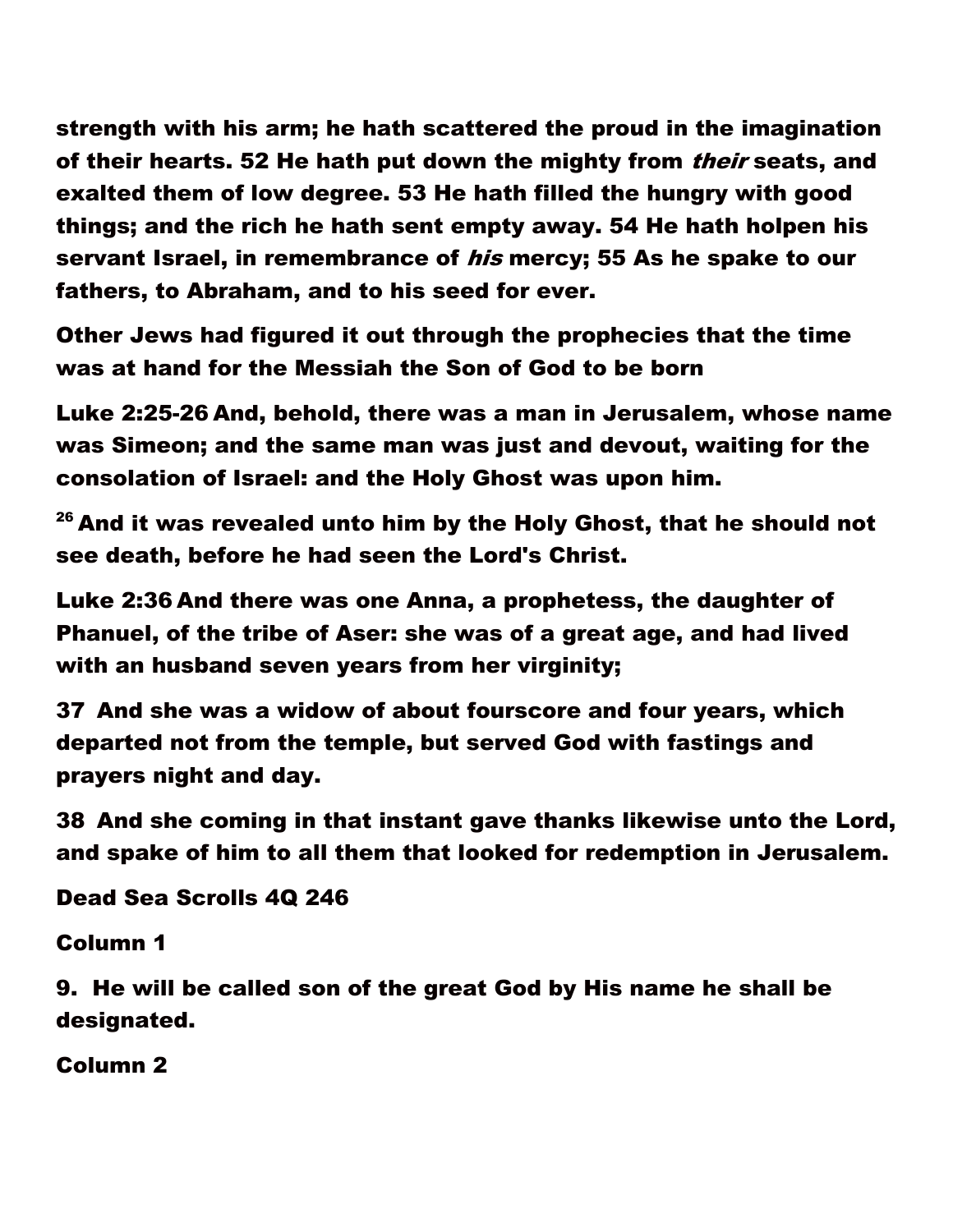strength with his arm; he hath scattered the proud in the imagination of their hearts. 52 He hath put down the mighty from *their* seats, and exalted them of low degree. 53 He hath filled the hungry with good things; and the rich he hath sent empty away. 54 He hath holpen his servant Israel, in remembrance of *his* mercy; 55 As he spake to our fathers, to Abraham, and to his seed for ever.

Other Jews had figured it out through the prophecies that the time was at hand for the Messiah the Son of God to be born

Luke 2:25-26 And, behold, there was a man in Jerusalem, whose name was Simeon; and the same man was just and devout, waiting for the consolation of Israel: and the Holy Ghost was upon him.

26 And it was revealed unto him by the Holy Ghost, that he should not see death, before he had seen the Lord's Christ.

Luke 2:36 And there was one Anna, a prophetess, the daughter of Phanuel, of the tribe of Aser: she was of a great age, and had lived with an husband seven years from her virginity;

37 And she was a widow of about fourscore and four years, which departed not from the temple, but served God with fastings and prayers night and day.

38 And she coming in that instant gave thanks likewise unto the Lord, and spake of him to all them that looked for redemption in Jerusalem.

Dead Sea Scrolls 4Q 246

Column 1

9. He will be called son of the great God by His name he shall be designated.

Column 2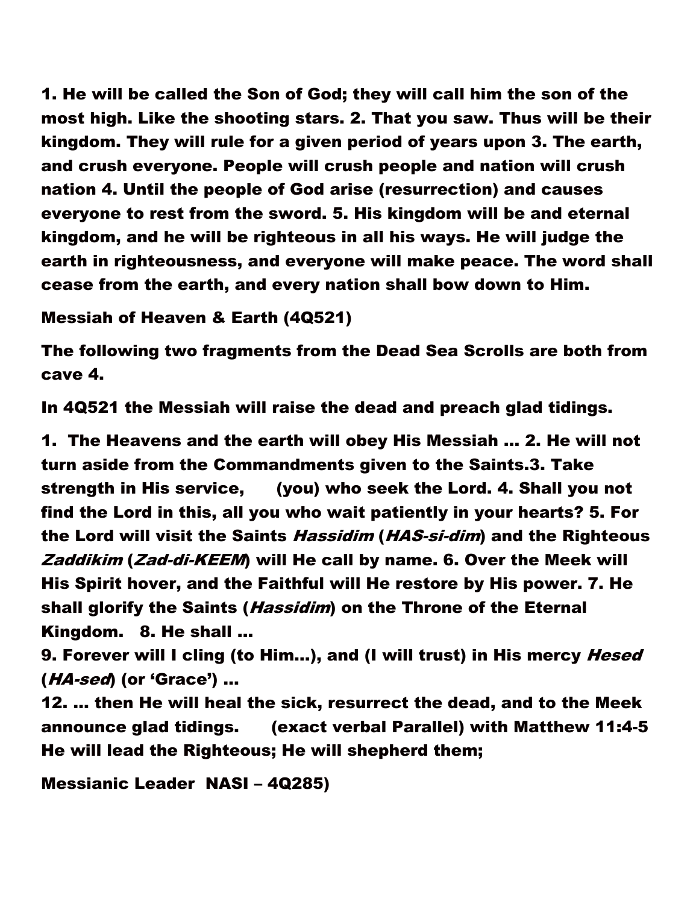**1. He will be called the Son of God; they will call him the son of the most high. Like the shooting stars. 2. That you saw. Thus will be their kingdom. They will rule for a given period of years upon 3. The earth, and crush everyone. People will crush people and nation will crush nation 4. Until the people of God arise (resurrection) and causes everyone to rest from the sword. 5. His kingdom will be and eternal kingdom, and he will be righteous in all his ways. He will judge the earth in righteousness, and everyone will make peace. The word shall cease from the earth, and every nation shall bow down to Him.**

**Messiah of Heaven & Earth (4Q521)**

**The following two fragments from the Dead Sea Scrolls are both from cave 4.**

**In 4Q521 the Messiah will raise the dead and preach glad tidings.**

**1. The Heavens and the earth will obey His Messiah … 2. He will not turn aside from the Commandments given to the Saints.3. Take strength in His service, (you) who seek the Lord. 4. Shall you not find the Lord in this, all you who wait patiently in your hearts? 5. For the Lord will visit the Saints *Hassidim* (*HAS-si-dim*) and the Righteous *Zaddikim* (*Zad-di-KEEM*) will He call by name. 6. Over the Meek will His Spirit hover, and the Faithful will He restore by His power. 7. He shall glorify the Saints (*Hassidim*) on the Throne of the Eternal Kingdom. 8. He shall …**
**9. Forever will I cling (to Him…), and (I will trust) in His mercy *Hesed* (*HA-sed*) (or 'Grace') …**
**12. … then He will heal the sick, resurrect the dead, and to the Meek announce glad tidings. (exact verbal Parallel) with Matthew 11:4-5 He will lead the Righteous; He will shepherd them;**

**Messianic Leader NASI – 4Q285)**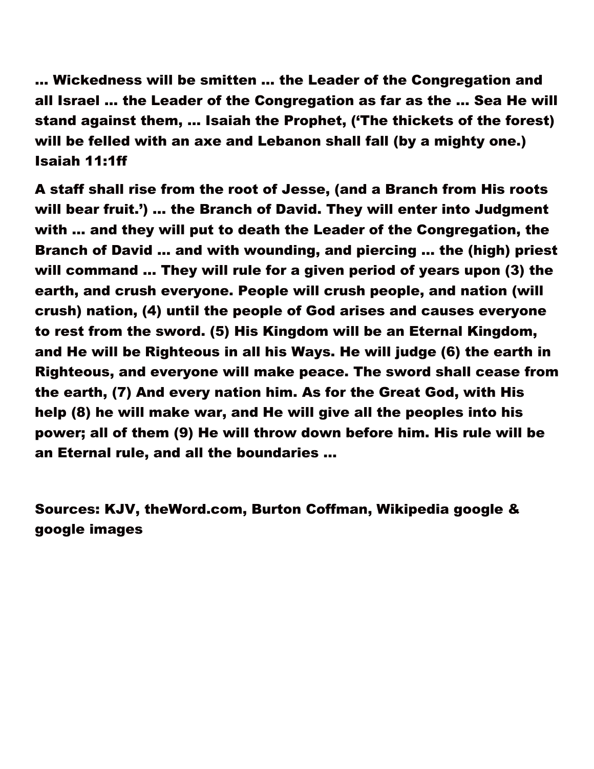**… Wickedness will be smitten … the Leader of the Congregation and all Israel … the Leader of the Congregation as far as the … Sea He will stand against them, … Isaiah the Prophet, ('The thickets of the forest) will be felled with an axe and Lebanon shall fall (by a mighty one.) Isaiah 11:1ff**

**A staff shall rise from the root of Jesse, (and a Branch from His roots will bear fruit.') … the Branch of David. They will enter into Judgment with … and they will put to death the Leader of the Congregation, the Branch of David … and with wounding, and piercing … the (high) priest will command … They will rule for a given period of years upon (3) the earth, and crush everyone. People will crush people, and nation (will crush) nation, (4) until the people of God arises and causes everyone to rest from the sword. (5) His Kingdom will be an Eternal Kingdom, and He will be Righteous in all his Ways. He will judge (6) the earth in Righteous, and everyone will make peace. The sword shall cease from the earth, (7) And every nation him. As for the Great God, with His help (8) he will make war, and He will give all the peoples into his power; all of them (9) He will throw down before him. His rule will be an Eternal rule, and all the boundaries …**

**Sources: KJV, theWord.com, Burton Coffman, Wikipedia google & google images**